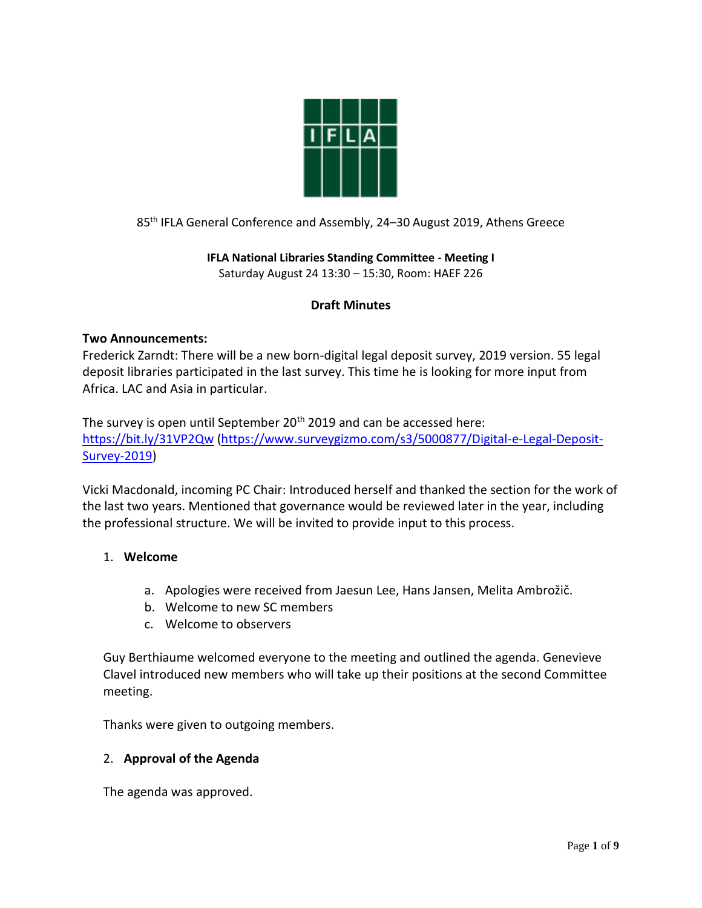85th IFLA General Conference and Assembly, 24–30 August 2019, Athens Greece

**IFLA National Libraries Standing Committee - Meeting I**
Saturday August 24 13:30 – 15:30, Room: HAEF 226

**Draft Minutes**

**Two Announcements:**
Frederick Zarndt: There will be a new born-digital legal deposit survey, 2019 version. 55 legal deposit libraries participated in the last survey. This time he is looking for more input from Africa. LAC and Asia in particular.

The survey is open until September 20th 2019 and can be accessed here: https://bit.ly/31VP2Qw (https://www.surveygizmo.com/s3/5000877/Digital-e-Legal-Deposit-Survey-2019)

Vicki Macdonald, incoming PC Chair: Introduced herself and thanked the section for the work of the last two years. Mentioned that governance would be reviewed later in the year, including the professional structure. We will be invited to provide input to this process.

1. **Welcome**

    a. Apologies were received from Jaesun Lee, Hans Jansen, Melita Ambrožič.
    b. Welcome to new SC members
    c. Welcome to observers

    Guy Berthiaume welcomed everyone to the meeting and outlined the agenda. Genevieve Clavel introduced new members who will take up their positions at the second Committee meeting.

    Thanks were given to outgoing members.

2. **Approval of the Agenda**

    The agenda was approved.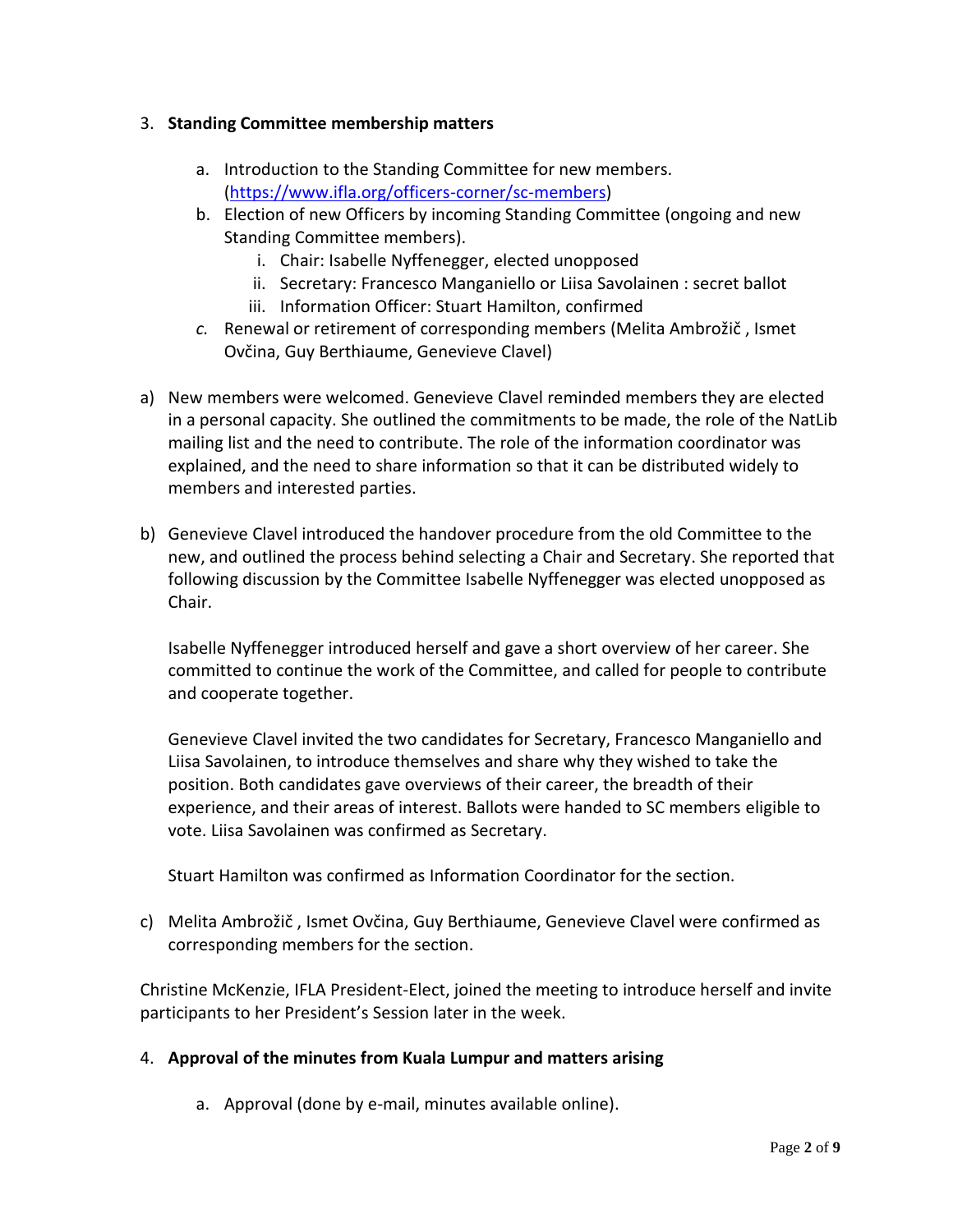3. **Standing Committee membership matters**

    a. Introduction to the Standing Committee for new members. (https://www.ifla.org/officers-corner/sc-members)

    b. Election of new Officers by incoming Standing Committee (ongoing and new Standing Committee members).

        i. Chair: Isabelle Nyffenegger, elected unopposed

        ii. Secretary: Francesco Manganiello or Liisa Savolainen : secret ballot

        iii. Information Officer: Stuart Hamilton, confirmed

    *c.* Renewal or retirement of corresponding members (Melita Ambrožič , Ismet Ovčina, Guy Berthiaume, Genevieve Clavel)

a) New members were welcomed. Genevieve Clavel reminded members they are elected in a personal capacity. She outlined the commitments to be made, the role of the NatLib mailing list and the need to contribute. The role of the information coordinator was explained, and the need to share information so that it can be distributed widely to members and interested parties.

b) Genevieve Clavel introduced the handover procedure from the old Committee to the new, and outlined the process behind selecting a Chair and Secretary. She reported that following discussion by the Committee Isabelle Nyffenegger was elected unopposed as Chair.

   Isabelle Nyffenegger introduced herself and gave a short overview of her career. She committed to continue the work of the Committee, and called for people to contribute and cooperate together.

   Genevieve Clavel invited the two candidates for Secretary, Francesco Manganiello and Liisa Savolainen, to introduce themselves and share why they wished to take the position. Both candidates gave overviews of their career, the breadth of their experience, and their areas of interest. Ballots were handed to SC members eligible to vote. Liisa Savolainen was confirmed as Secretary.

   Stuart Hamilton was confirmed as Information Coordinator for the section.

c) Melita Ambrožič , Ismet Ovčina, Guy Berthiaume, Genevieve Clavel were confirmed as corresponding members for the section.

Christine McKenzie, IFLA President-Elect, joined the meeting to introduce herself and invite participants to her President's Session later in the week.

4. **Approval of the minutes from Kuala Lumpur and matters arising**

    a. Approval (done by e-mail, minutes available online).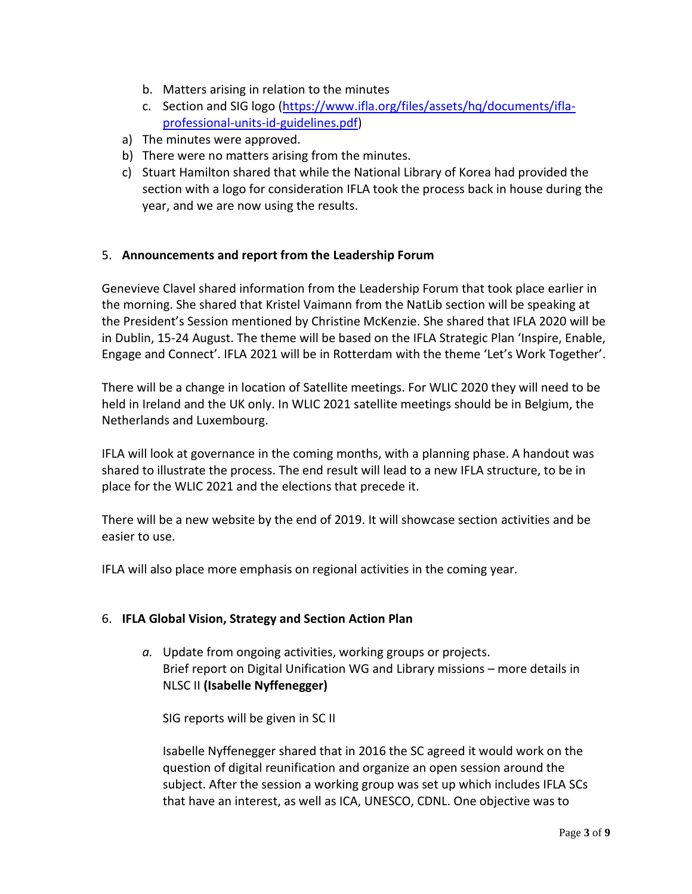b. Matters arising in relation to the minutes
   c. Section and SIG logo ([https://www.ifla.org/files/assets/hq/documents/ifla-professional-units-id-guidelines.pdf](https://www.ifla.org/files/assets/hq/documents/ifla-professional-units-id-guidelines.pdf))

a) The minutes were approved.
b) There were no matters arising from the minutes.
c) Stuart Hamilton shared that while the National Library of Korea had provided the section with a logo for consideration IFLA took the process back in house during the year, and we are now using the results.

5. **Announcements and report from the Leadership Forum**

Genevieve Clavel shared information from the Leadership Forum that took place earlier in the morning. She shared that Kristel Vaimann from the NatLib section will be speaking at the President's Session mentioned by Christine McKenzie. She shared that IFLA 2020 will be in Dublin, 15-24 August. The theme will be based on the IFLA Strategic Plan 'Inspire, Enable, Engage and Connect'. IFLA 2021 will be in Rotterdam with the theme 'Let's Work Together'.

There will be a change in location of Satellite meetings. For WLIC 2020 they will need to be held in Ireland and the UK only. In WLIC 2021 satellite meetings should be in Belgium, the Netherlands and Luxembourg.

IFLA will look at governance in the coming months, with a planning phase. A handout was shared to illustrate the process. The end result will lead to a new IFLA structure, to be in place for the WLIC 2021 and the elections that precede it.

There will be a new website by the end of 2019. It will showcase section activities and be easier to use.

IFLA will also place more emphasis on regional activities in the coming year.

6. **IFLA Global Vision, Strategy and Section Action Plan**

   *a.* Update from ongoing activities, working groups or projects.
   Brief report on Digital Unification WG and Library missions – more details in NLSC II **(Isabelle Nyffenegger)**

   SIG reports will be given in SC II

   Isabelle Nyffenegger shared that in 2016 the SC agreed it would work on the question of digital reunification and organize an open session around the subject. After the session a working group was set up which includes IFLA SCs that have an interest, as well as ICA, UNESCO, CDNL. One objective was to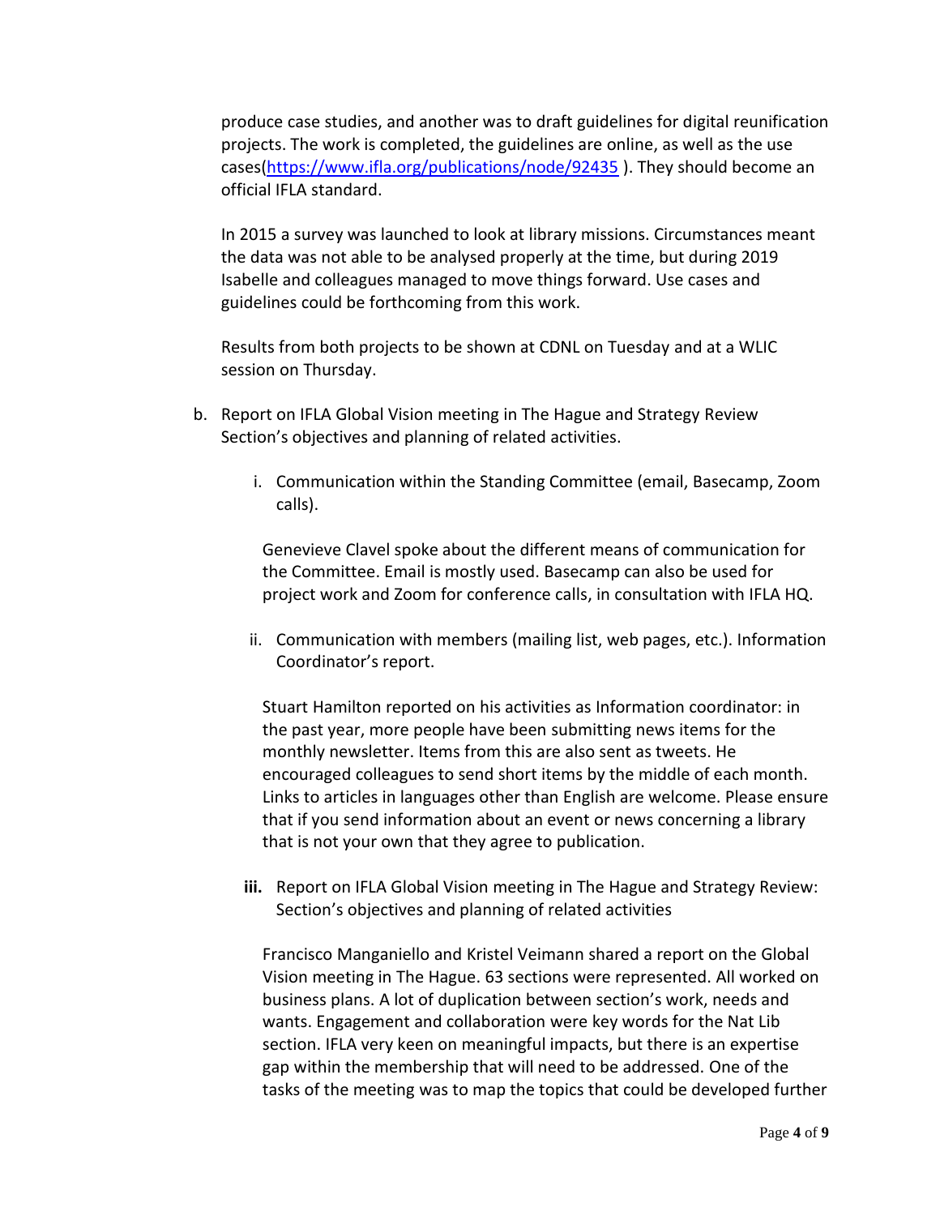produce case studies, and another was to draft guidelines for digital reunification projects. The work is completed, the guidelines are online, as well as the use cases(https://www.ifla.org/publications/node/92435 ). They should become an official IFLA standard.

In 2015 a survey was launched to look at library missions. Circumstances meant the data was not able to be analysed properly at the time, but during 2019 Isabelle and colleagues managed to move things forward. Use cases and guidelines could be forthcoming from this work.

Results from both projects to be shown at CDNL on Tuesday and at a WLIC session on Thursday.

b. Report on IFLA Global Vision meeting in The Hague and Strategy Review Section's objectives and planning of related activities.

   i. Communication within the Standing Committee (email, Basecamp, Zoom calls).

   Genevieve Clavel spoke about the different means of communication for the Committee. Email is mostly used. Basecamp can also be used for project work and Zoom for conference calls, in consultation with IFLA HQ.

   ii. Communication with members (mailing list, web pages, etc.). Information Coordinator's report.

   Stuart Hamilton reported on his activities as Information coordinator: in the past year, more people have been submitting news items for the monthly newsletter. Items from this are also sent as tweets. He encouraged colleagues to send short items by the middle of each month. Links to articles in languages other than English are welcome. Please ensure that if you send information about an event or news concerning a library that is not your own that they agree to publication.

   **iii.** Report on IFLA Global Vision meeting in The Hague and Strategy Review: Section's objectives and planning of related activities

   Francisco Manganiello and Kristel Veimann shared a report on the Global Vision meeting in The Hague. 63 sections were represented. All worked on business plans. A lot of duplication between section's work, needs and wants. Engagement and collaboration were key words for the Nat Lib section. IFLA very keen on meaningful impacts, but there is an expertise gap within the membership that will need to be addressed. One of the tasks of the meeting was to map the topics that could be developed further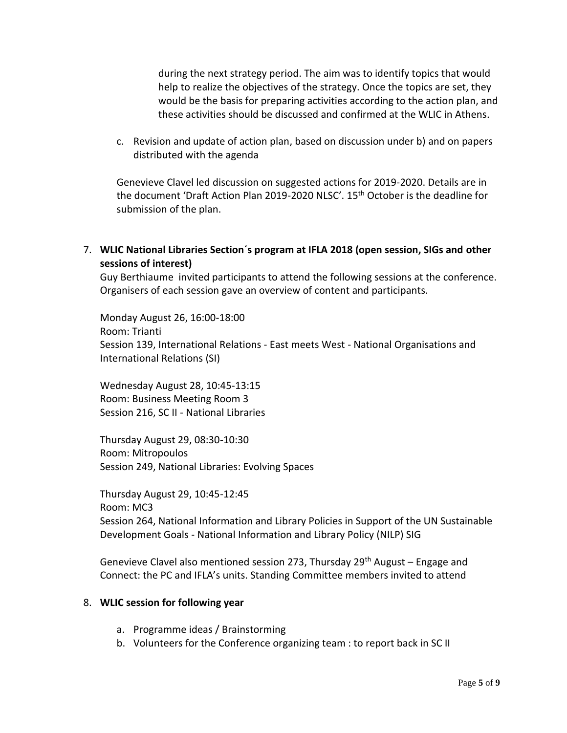during the next strategy period. The aim was to identify topics that would help to realize the objectives of the strategy. Once the topics are set, they would be the basis for preparing activities according to the action plan, and these activities should be discussed and confirmed at the WLIC in Athens.

c. Revision and update of action plan, based on discussion under b) and on papers distributed with the agenda

Genevieve Clavel led discussion on suggested actions for 2019-2020. Details are in the document 'Draft Action Plan 2019-2020 NLSC'. 15th October is the deadline for submission of the plan.

7. **WLIC National Libraries Section´s program at IFLA 2018 (open session, SIGs and other sessions of interest)**

Guy Berthiaume invited participants to attend the following sessions at the conference. Organisers of each session gave an overview of content and participants.

Monday August 26, 16:00-18:00
Room: Trianti
Session 139, International Relations - East meets West - National Organisations and International Relations (SI)

Wednesday August 28, 10:45-13:15
Room: Business Meeting Room 3
Session 216, SC II - National Libraries

Thursday August 29, 08:30-10:30
Room: Mitropoulos
Session 249, National Libraries: Evolving Spaces

Thursday August 29, 10:45-12:45
Room: MC3
Session 264, National Information and Library Policies in Support of the UN Sustainable Development Goals - National Information and Library Policy (NILP) SIG

Genevieve Clavel also mentioned session 273, Thursday 29th August – Engage and Connect: the PC and IFLA's units. Standing Committee members invited to attend

8. **WLIC session for following year**

   a. Programme ideas / Brainstorming
   b. Volunteers for the Conference organizing team : to report back in SC II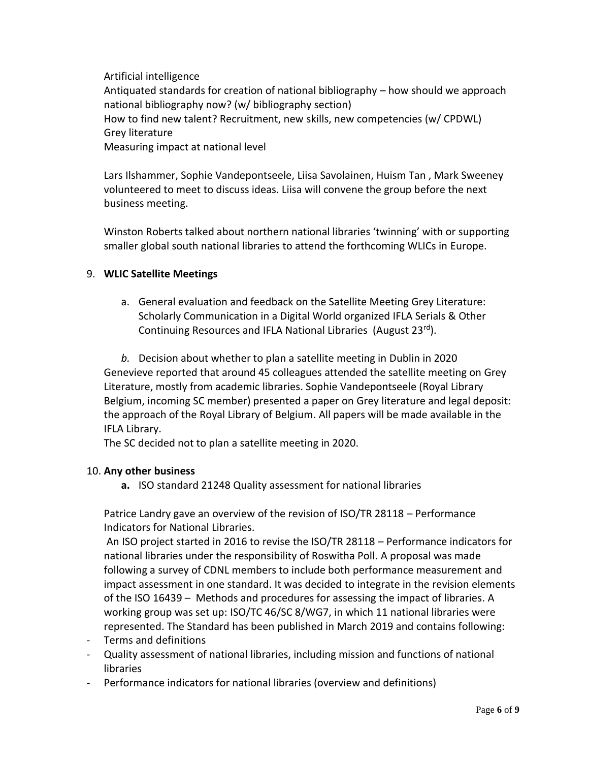Artificial intelligence
Antiquated standards for creation of national bibliography – how should we approach national bibliography now? (w/ bibliography section)
How to find new talent? Recruitment, new skills, new competencies (w/ CPDWL)
Grey literature
Measuring impact at national level

Lars Ilshammer, Sophie Vandepontseele, Liisa Savolainen, Huism Tan , Mark Sweeney volunteered to meet to discuss ideas. Liisa will convene the group before the next business meeting.

Winston Roberts talked about northern national libraries 'twinning' with or supporting smaller global south national libraries to attend the forthcoming WLICs in Europe.

9. **WLIC Satellite Meetings**

   a. General evaluation and feedback on the Satellite Meeting Grey Literature: Scholarly Communication in a Digital World organized IFLA Serials & Other Continuing Resources and IFLA National Libraries (August 23rd).

   *b.* Decision about whether to plan a satellite meeting in Dublin in 2020

Genevieve reported that around 45 colleagues attended the satellite meeting on Grey Literature, mostly from academic libraries. Sophie Vandepontseele (Royal Library Belgium, incoming SC member) presented a paper on Grey literature and legal deposit: the approach of the Royal Library of Belgium. All papers will be made available in the IFLA Library.
The SC decided not to plan a satellite meeting in 2020.

10. **Any other business**

   **a.** ISO standard 21248 Quality assessment for national libraries

Patrice Landry gave an overview of the revision of ISO/TR 28118 – Performance Indicators for National Libraries.

An ISO project started in 2016 to revise the ISO/TR 28118 – Performance indicators for national libraries under the responsibility of Roswitha Poll. A proposal was made following a survey of CDNL members to include both performance measurement and impact assessment in one standard. It was decided to integrate in the revision elements of the ISO 16439 – Methods and procedures for assessing the impact of libraries. A working group was set up: ISO/TC 46/SC 8/WG7, in which 11 national libraries were represented. The Standard has been published in March 2019 and contains following:

- Terms and definitions
- Quality assessment of national libraries, including mission and functions of national libraries
- Performance indicators for national libraries (overview and definitions)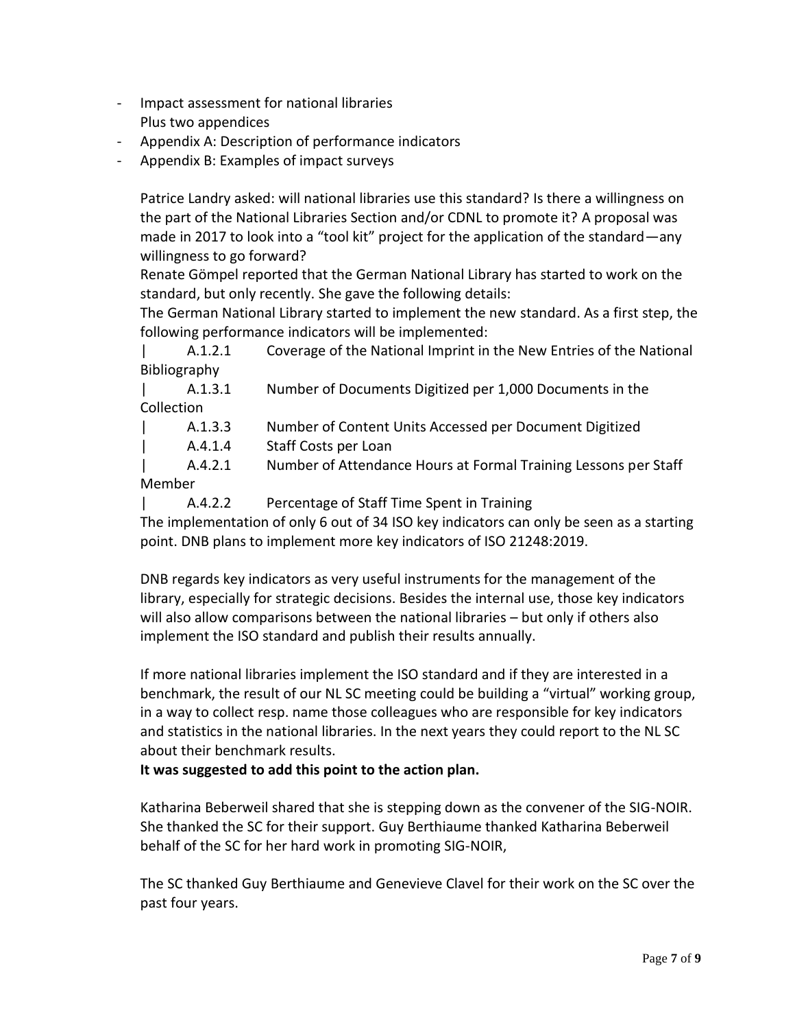- Impact assessment for national libraries
  Plus two appendices
- Appendix A: Description of performance indicators
- Appendix B: Examples of impact surveys

Patrice Landry asked: will national libraries use this standard? Is there a willingness on the part of the National Libraries Section and/or CDNL to promote it? A proposal was made in 2017 to look into a "tool kit" project for the application of the standard—any willingness to go forward?

Renate Gömpel reported that the German National Library has started to work on the standard, but only recently. She gave the following details:

The German National Library started to implement the new standard. As a first step, the following performance indicators will be implemented:

| A.1.2.1 Coverage of the National Imprint in the New Entries of the National Bibliography
| A.1.3.1 Number of Documents Digitized per 1,000 Documents in the Collection
| A.1.3.3 Number of Content Units Accessed per Document Digitized
| A.4.1.4 Staff Costs per Loan
| A.4.2.1 Number of Attendance Hours at Formal Training Lessons per Staff Member
| A.4.2.2 Percentage of Staff Time Spent in Training

The implementation of only 6 out of 34 ISO key indicators can only be seen as a starting point. DNB plans to implement more key indicators of ISO 21248:2019.

DNB regards key indicators as very useful instruments for the management of the library, especially for strategic decisions. Besides the internal use, those key indicators will also allow comparisons between the national libraries – but only if others also implement the ISO standard and publish their results annually.

If more national libraries implement the ISO standard and if they are interested in a benchmark, the result of our NL SC meeting could be building a "virtual" working group, in a way to collect resp. name those colleagues who are responsible for key indicators and statistics in the national libraries. In the next years they could report to the NL SC about their benchmark results.

**It was suggested to add this point to the action plan.**

Katharina Beberweil shared that she is stepping down as the convener of the SIG-NOIR. She thanked the SC for their support. Guy Berthiaume thanked Katharina Beberweil behalf of the SC for her hard work in promoting SIG-NOIR,

The SC thanked Guy Berthiaume and Genevieve Clavel for their work on the SC over the past four years.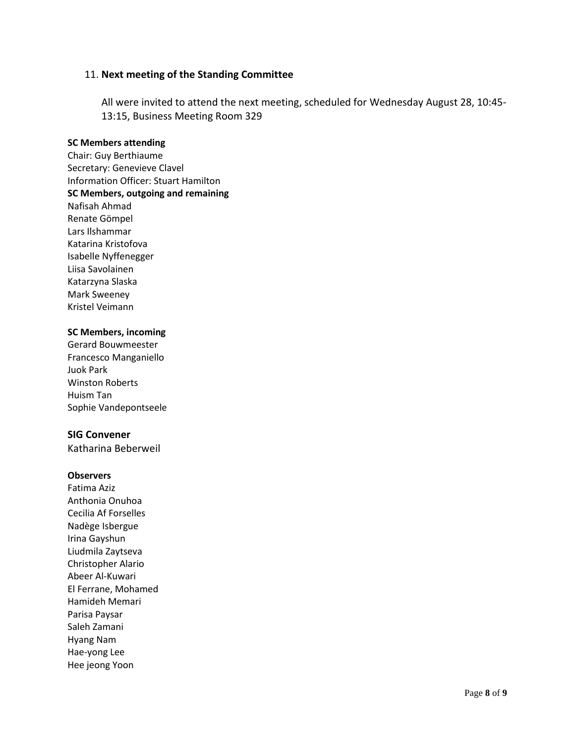11. **Next meeting of the Standing Committee**

All were invited to attend the next meeting, scheduled for Wednesday August 28, 10:45-13:15, Business Meeting Room 329

**SC Members attending**

Chair: Guy Berthiaume
Secretary: Genevieve Clavel
Information Officer: Stuart Hamilton

**SC Members, outgoing and remaining**

Nafisah Ahmad
Renate Gömpel
Lars Ilshammar
Katarina Kristofova
Isabelle Nyffenegger
Liisa Savolainen
Katarzyna Slaska
Mark Sweeney
Kristel Veimann

**SC Members, incoming**

Gerard Bouwmeester
Francesco Manganiello
Juok Park
Winston Roberts
Huism Tan
Sophie Vandepontseele

**SIG Convener**

Katharina Beberweil

**Observers**

Fatima Aziz
Anthonia Onuhoa
Cecilia Af Forselles
Nadège Isbergue
Irina Gayshun
Liudmila Zaytseva
Christopher Alario
Abeer Al-Kuwari
El Ferrane, Mohamed
Hamideh Memari
Parisa Paysar
Saleh Zamani
Hyang Nam
Hae-yong Lee
Hee jeong Yoon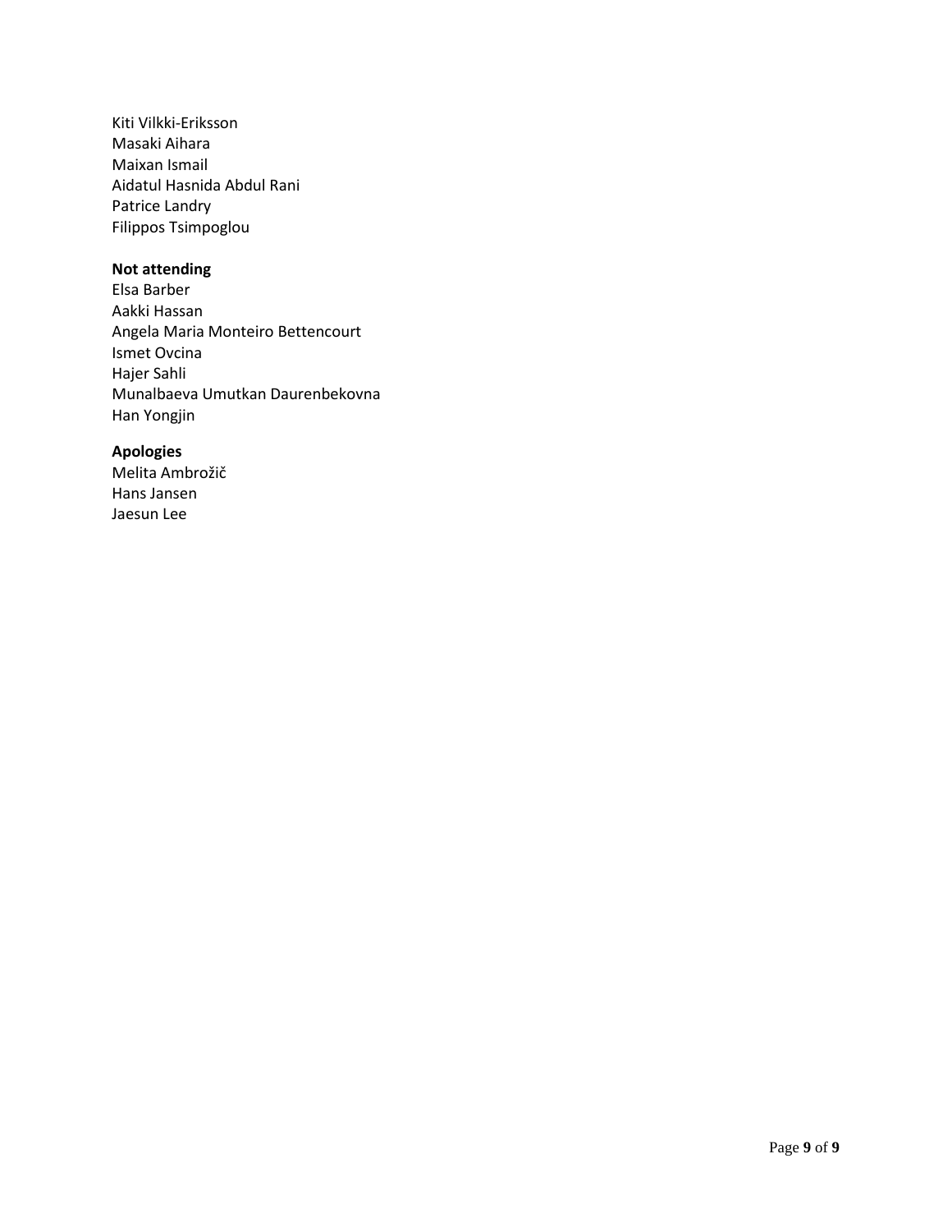Kiti Vilkki-Eriksson
Masaki Aihara
Maixan Ismail
Aidatul Hasnida Abdul Rani
Patrice Landry
Filippos Tsimpoglou

**Not attending**
Elsa Barber
Aakki Hassan
Angela Maria Monteiro Bettencourt
Ismet Ovcina
Hajer Sahli
Munalbaeva Umutkan Daurenbekovna
Han Yongjin

**Apologies**
Melita Ambrožič
Hans Jansen
Jaesun Lee